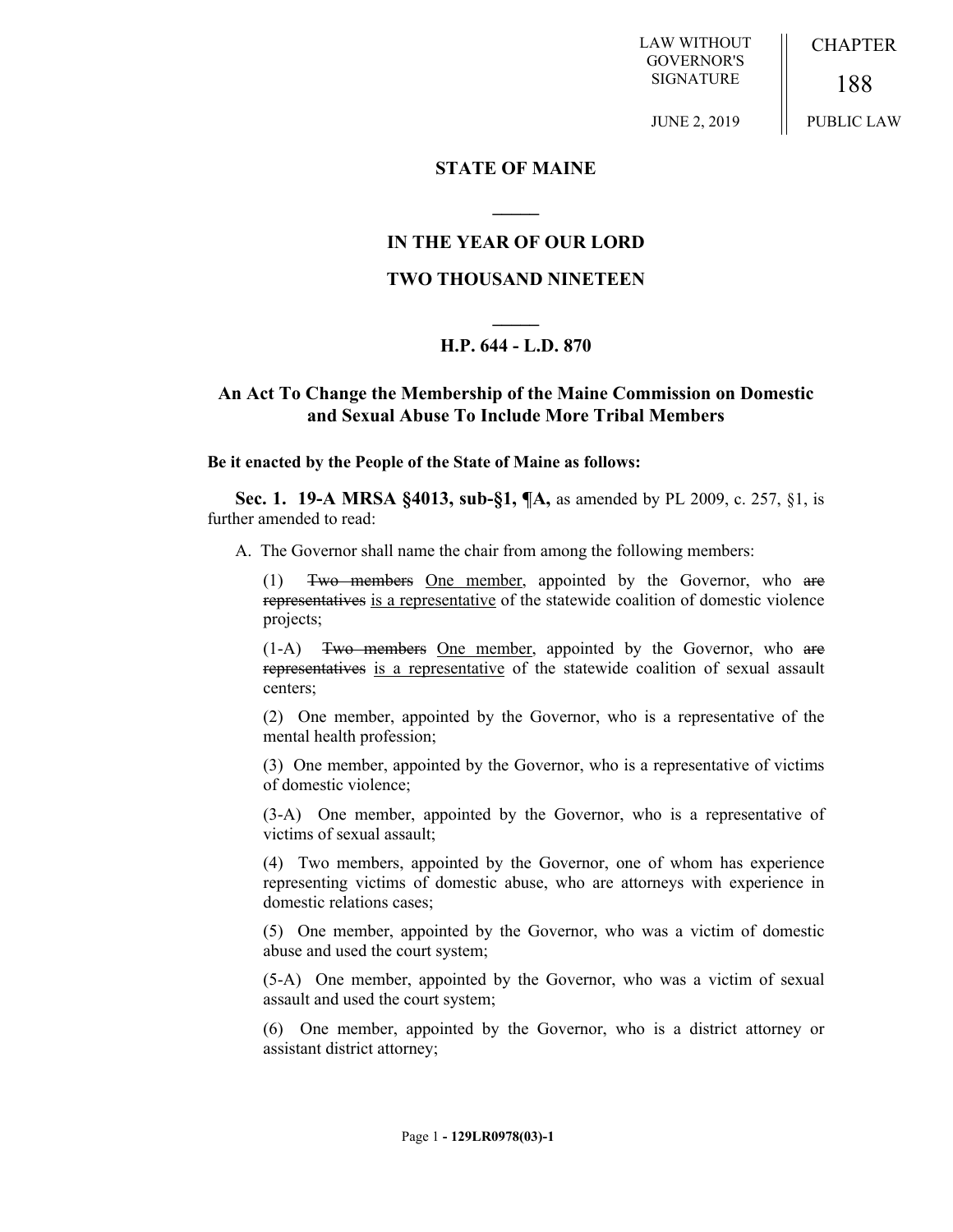LAW WITHOUT GOVERNOR'S SIGNATURE

JUNE 2, 2019

CHAPTER

188

PUBLIC LAW

## STATE OF MAINE

## IN THE YEAR OF OUR LORD

## TWO THOUSAND NINETEEN

## H.P. 644 - L.D. 870

## An Act To Change the Membership of the Maine Commission on Domestic and Sexual Abuse To Include More Tribal Members

**Be it enacted by the People of the State of Maine as follows:**

**Sec. 1. 19-A MRSA §4013, sub-§1, ¶A,** as amended by PL 2009, c. 257, §1, is further amended to read:

A. The Governor shall name the chair from among the following members:

(1) ~~Two members~~ One member, appointed by the Governor, who ~~are representatives~~ is a representative of the statewide coalition of domestic violence projects;

(1-A) ~~Two members~~ One member, appointed by the Governor, who ~~are representatives~~ is a representative of the statewide coalition of sexual assault centers;

(2) One member, appointed by the Governor, who is a representative of the mental health profession;

(3) One member, appointed by the Governor, who is a representative of victims of domestic violence;

(3-A) One member, appointed by the Governor, who is a representative of victims of sexual assault;

(4) Two members, appointed by the Governor, one of whom has experience representing victims of domestic abuse, who are attorneys with experience in domestic relations cases;

(5) One member, appointed by the Governor, who was a victim of domestic abuse and used the court system;

(5-A) One member, appointed by the Governor, who was a victim of sexual assault and used the court system;

(6) One member, appointed by the Governor, who is a district attorney or assistant district attorney;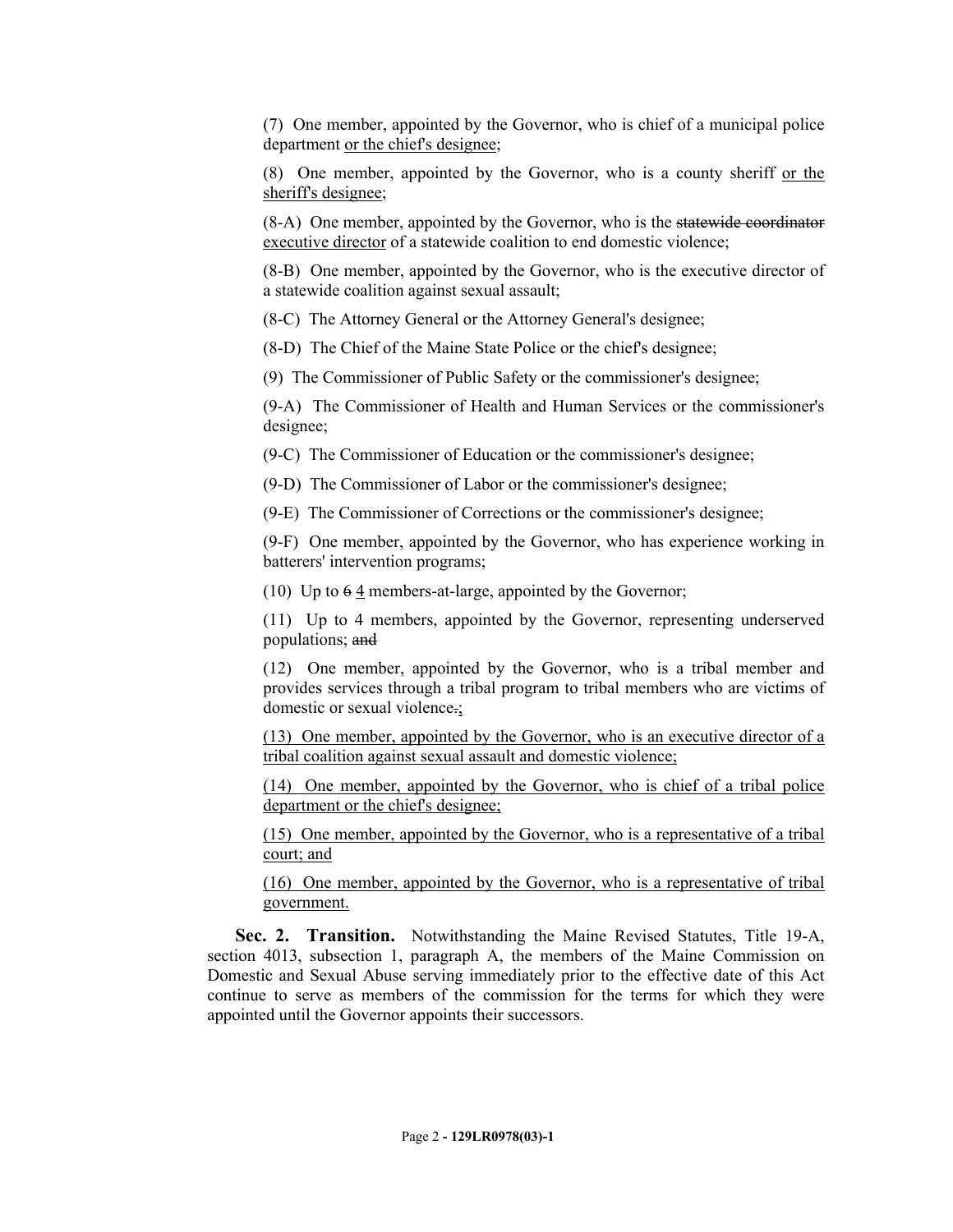(7) One member, appointed by the Governor, who is chief of a municipal police department <u>or the chief's designee</u>;

(8) One member, appointed by the Governor, who is a county sheriff <u>or the sheriff's designee</u>;

(8-A) One member, appointed by the Governor, who is the ~~statewide coordinator~~ <u>executive director</u> of a statewide coalition to end domestic violence;

(8-B) One member, appointed by the Governor, who is the executive director of a statewide coalition against sexual assault;

(8-C) The Attorney General or the Attorney General's designee;

(8-D) The Chief of the Maine State Police or the chief's designee;

(9) The Commissioner of Public Safety or the commissioner's designee;

(9-A) The Commissioner of Health and Human Services or the commissioner's designee;

(9-C) The Commissioner of Education or the commissioner's designee;

(9-D) The Commissioner of Labor or the commissioner's designee;

(9-E) The Commissioner of Corrections or the commissioner's designee;

(9-F) One member, appointed by the Governor, who has experience working in batterers' intervention programs;

(10) Up to ~~6~~ <u>4</u> members-at-large, appointed by the Governor;

(11) Up to 4 members, appointed by the Governor, representing underserved populations; ~~and~~

(12) One member, appointed by the Governor, who is a tribal member and provides services through a tribal program to tribal members who are victims of domestic or sexual violence~~.~~<u>;</u>

<u>(13) One member, appointed by the Governor, who is an executive director of a tribal coalition against sexual assault and domestic violence;</u>

<u>(14) One member, appointed by the Governor, who is chief of a tribal police department or the chief's designee;</u>

<u>(15) One member, appointed by the Governor, who is a representative of a tribal court; and</u>

<u>(16) One member, appointed by the Governor, who is a representative of tribal government.</u>

**Sec. 2. Transition.** Notwithstanding the Maine Revised Statutes, Title 19-A, section 4013, subsection 1, paragraph A, the members of the Maine Commission on Domestic and Sexual Abuse serving immediately prior to the effective date of this Act continue to serve as members of the commission for the terms for which they were appointed until the Governor appoints their successors.